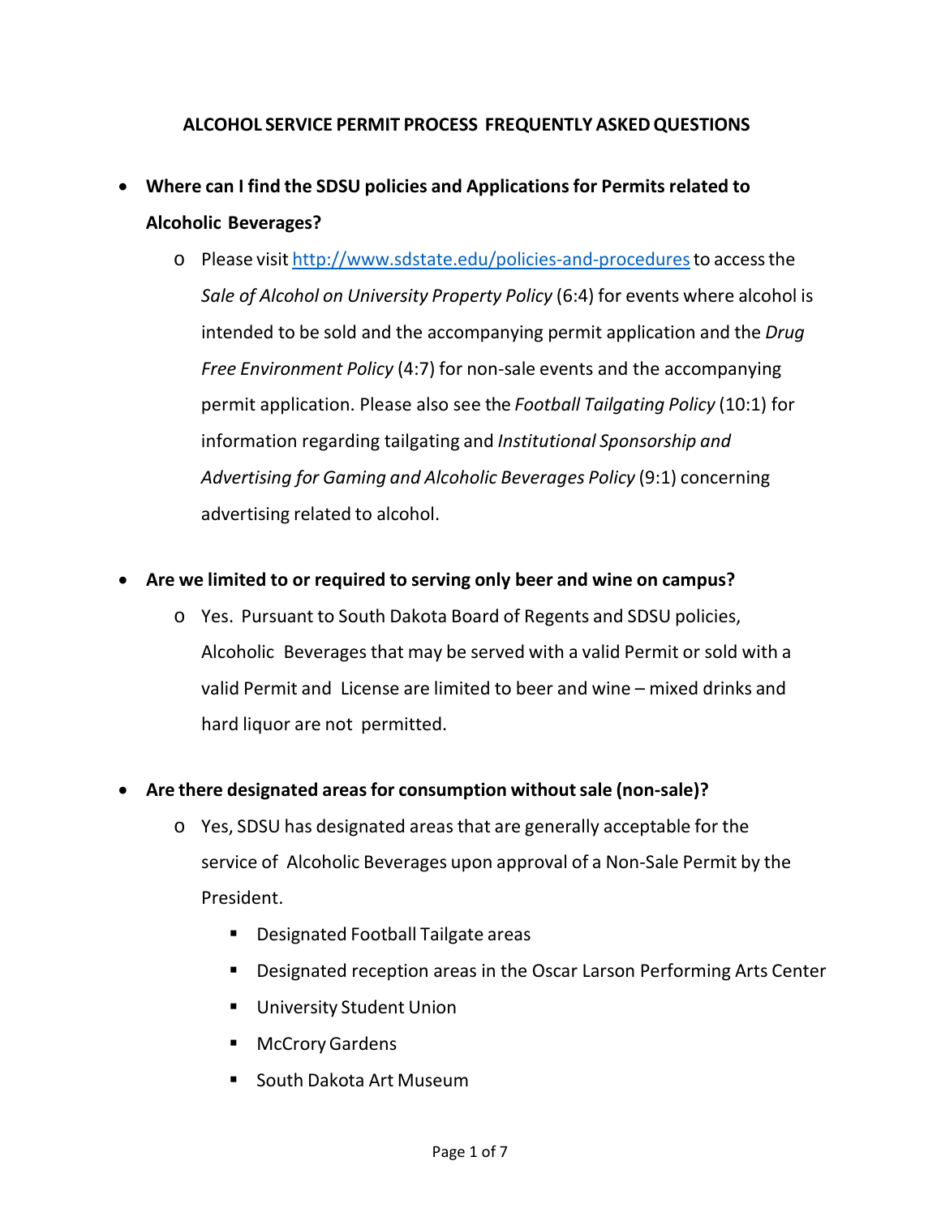# ALCOHOL SERVICE PERMIT PROCESS FREQUENTLY ASKED QUESTIONS

- **Where can I find the SDSU policies and Applications for Permits related to Alcoholic Beverages?**
  - Please visit [http://www.sdstate.edu/policies-and-procedures](http://www.sdstate.edu/policies-and-procedures) to access the *Sale of Alcohol on University Property Policy* (6:4) for events where alcohol is intended to be sold and the accompanying permit application and the *Drug Free Environment Policy* (4:7) for non-sale events and the accompanying permit application. Please also see the *Football Tailgating Policy* (10:1) for information regarding tailgating and *Institutional Sponsorship and Advertising for Gaming and Alcoholic Beverages Policy* (9:1) concerning advertising related to alcohol.

- **Are we limited to or required to serving only beer and wine on campus?**
  - Yes. Pursuant to South Dakota Board of Regents and SDSU policies, Alcoholic Beverages that may be served with a valid Permit or sold with a valid Permit and License are limited to beer and wine – mixed drinks and hard liquor are not permitted.

- **Are there designated areas for consumption without sale (non-sale)?**
  - Yes, SDSU has designated areas that are generally acceptable for the service of Alcoholic Beverages upon approval of a Non-Sale Permit by the President.
    - Designated Football Tailgate areas
    - Designated reception areas in the Oscar Larson Performing Arts Center
    - University Student Union
    - McCrory Gardens
    - South Dakota Art Museum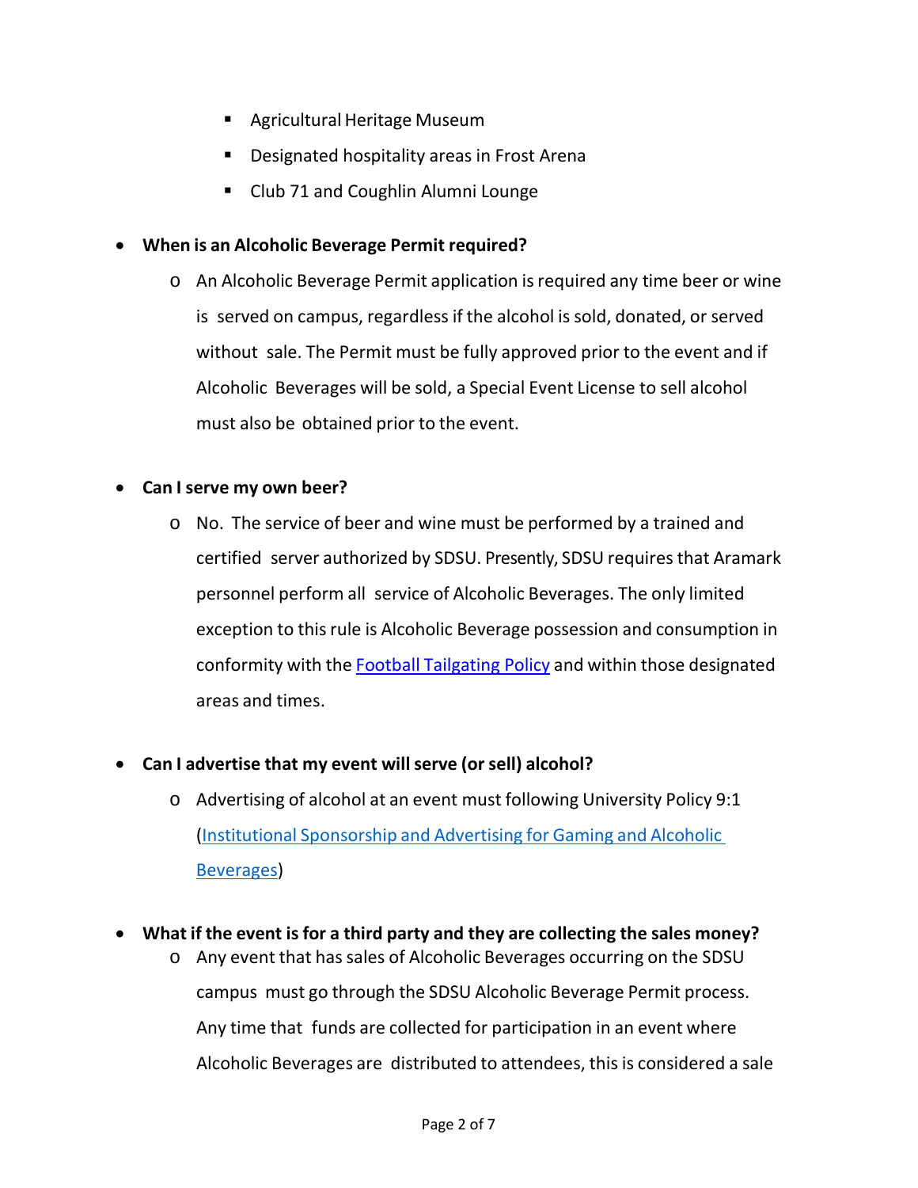- Agricultural Heritage Museum
        - Designated hospitality areas in Frost Arena
        - Club 71 and Coughlin Alumni Lounge

- **When is an Alcoholic Beverage Permit required?**
    - An Alcoholic Beverage Permit application is required any time beer or wine is served on campus, regardless if the alcohol is sold, donated, or served without sale. The Permit must be fully approved prior to the event and if Alcoholic Beverages will be sold, a Special Event License to sell alcohol must also be obtained prior to the event.

- **Can I serve my own beer?**
    - No. The service of beer and wine must be performed by a trained and certified server authorized by SDSU. Presently, SDSU requires that Aramark personnel perform all service of Alcoholic Beverages. The only limited exception to this rule is Alcoholic Beverage possession and consumption in conformity with the Football Tailgating Policy and within those designated areas and times.

- **Can I advertise that my event will serve (or sell) alcohol?**
    - Advertising of alcohol at an event must following University Policy 9:1 (Institutional Sponsorship and Advertising for Gaming and Alcoholic Beverages)

- **What if the event is for a third party and they are collecting the sales money?**
    - Any event that has sales of Alcoholic Beverages occurring on the SDSU campus must go through the SDSU Alcoholic Beverage Permit process. Any time that funds are collected for participation in an event where Alcoholic Beverages are distributed to attendees, this is considered a sale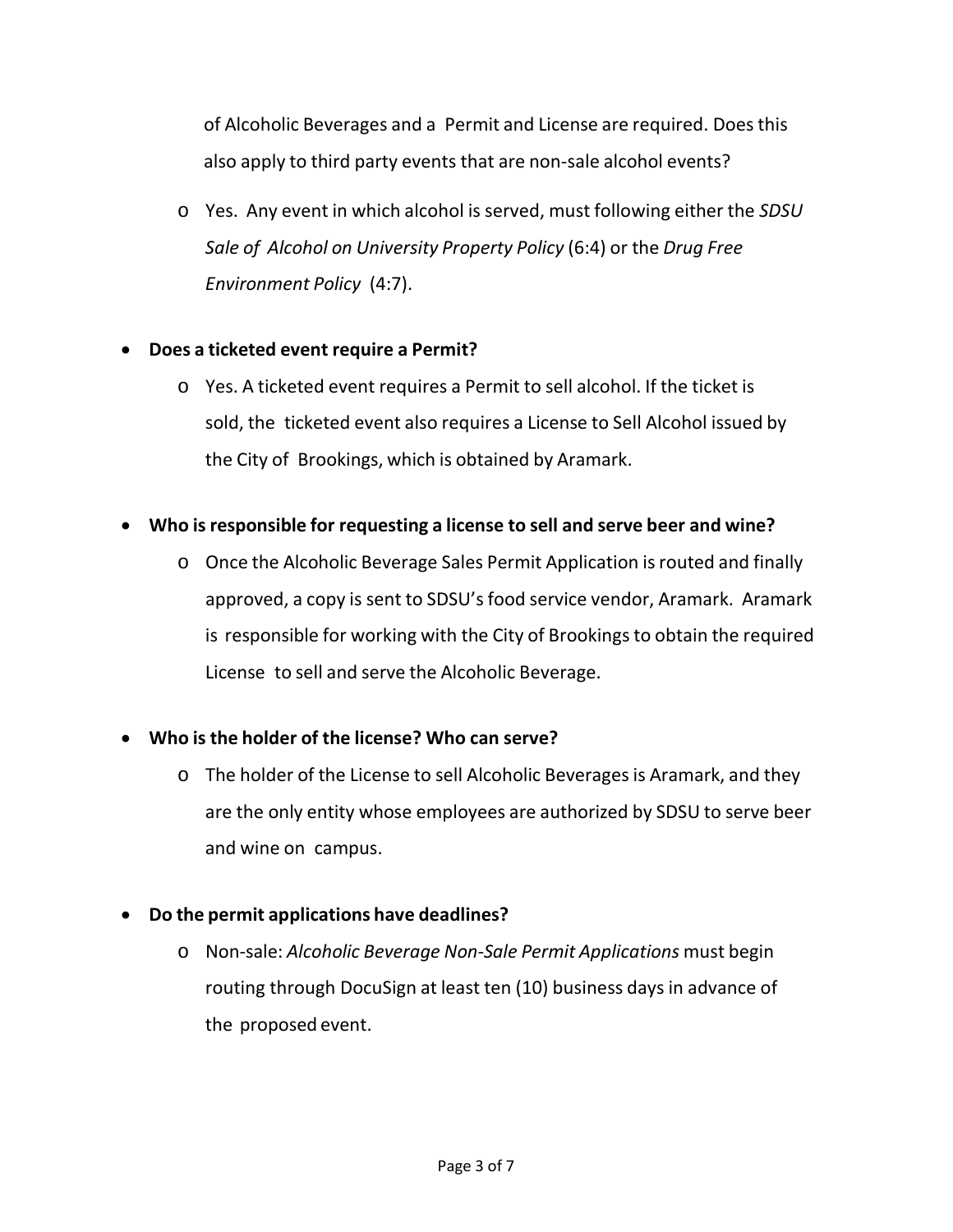of Alcoholic Beverages and a Permit and License are required. Does this also apply to third party events that are non-sale alcohol events?

  - Yes. Any event in which alcohol is served, must following either the *SDSU Sale of Alcohol on University Property Policy* (6:4) or the *Drug Free Environment Policy* (4:7).

- **Does a ticketed event require a Permit?**
  - Yes. A ticketed event requires a Permit to sell alcohol. If the ticket is sold, the ticketed event also requires a License to Sell Alcohol issued by the City of Brookings, which is obtained by Aramark.

- **Who is responsible for requesting a license to sell and serve beer and wine?**
  - Once the Alcoholic Beverage Sales Permit Application is routed and finally approved, a copy is sent to SDSU's food service vendor, Aramark. Aramark is responsible for working with the City of Brookings to obtain the required License to sell and serve the Alcoholic Beverage.

- **Who is the holder of the license? Who can serve?**
  - The holder of the License to sell Alcoholic Beverages is Aramark, and they are the only entity whose employees are authorized by SDSU to serve beer and wine on campus.

- **Do the permit applications have deadlines?**
  - Non-sale: *Alcoholic Beverage Non-Sale Permit Applications* must begin routing through DocuSign at least ten (10) business days in advance of the proposed event.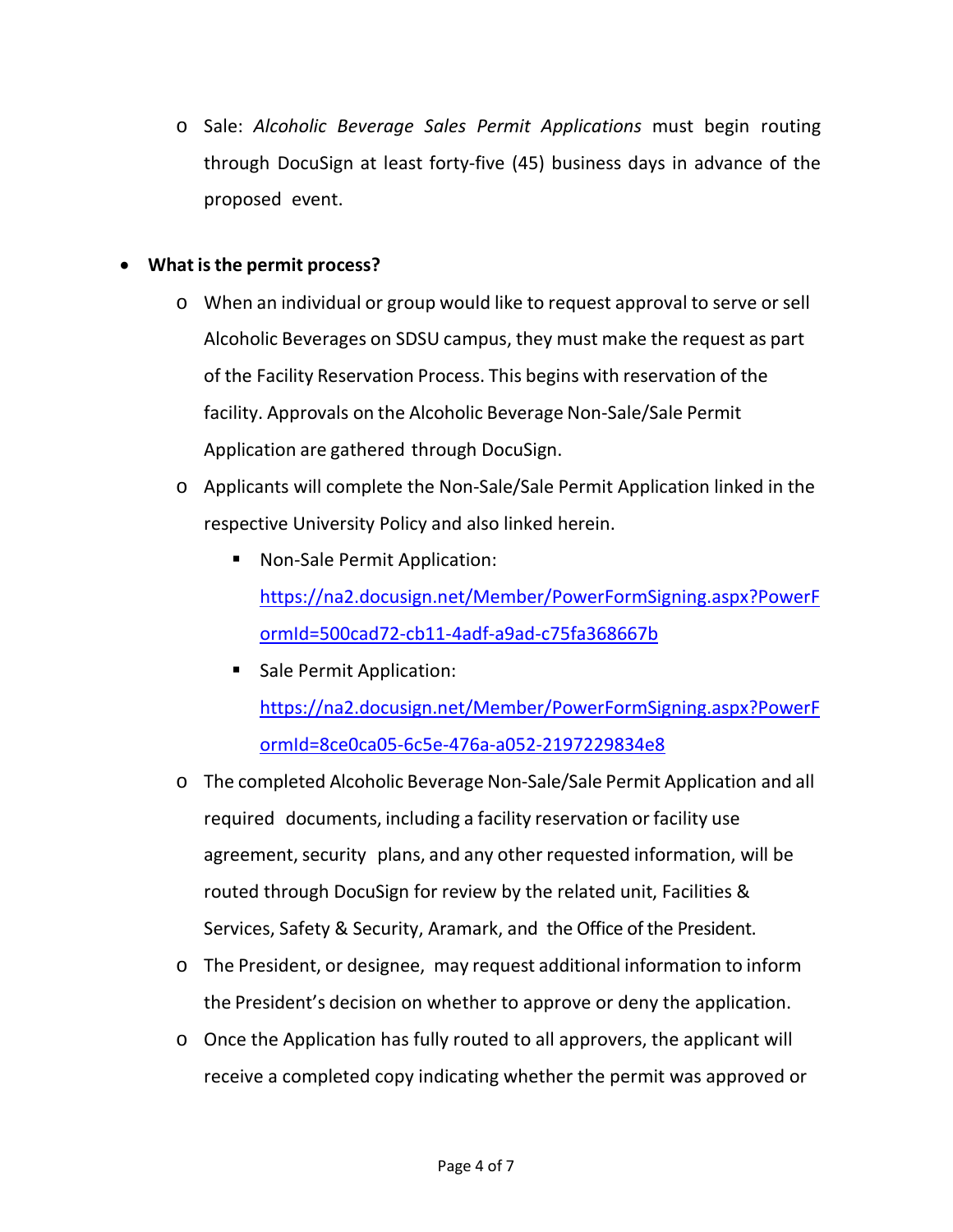- Sale: *Alcoholic Beverage Sales Permit Applications* must begin routing through DocuSign at least forty-five (45) business days in advance of the proposed event.

- **What is the permit process?**
  - When an individual or group would like to request approval to serve or sell Alcoholic Beverages on SDSU campus, they must make the request as part of the Facility Reservation Process. This begins with reservation of the facility. Approvals on the Alcoholic Beverage Non-Sale/Sale Permit Application are gathered through DocuSign.
  - Applicants will complete the Non-Sale/Sale Permit Application linked in the respective University Policy and also linked herein.
    - Non-Sale Permit Application: https://na2.docusign.net/Member/PowerFormSigning.aspx?PowerFormId=500cad72-cb11-4adf-a9ad-c75fa368667b
    - Sale Permit Application: https://na2.docusign.net/Member/PowerFormSigning.aspx?PowerFormId=8ce0ca05-6c5e-476a-a052-2197229834e8
  - The completed Alcoholic Beverage Non-Sale/Sale Permit Application and all required documents, including a facility reservation or facility use agreement, security plans, and any other requested information, will be routed through DocuSign for review by the related unit, Facilities & Services, Safety & Security, Aramark, and the Office of the President.
  - The President, or designee, may request additional information to inform the President's decision on whether to approve or deny the application.
  - Once the Application has fully routed to all approvers, the applicant will receive a completed copy indicating whether the permit was approved or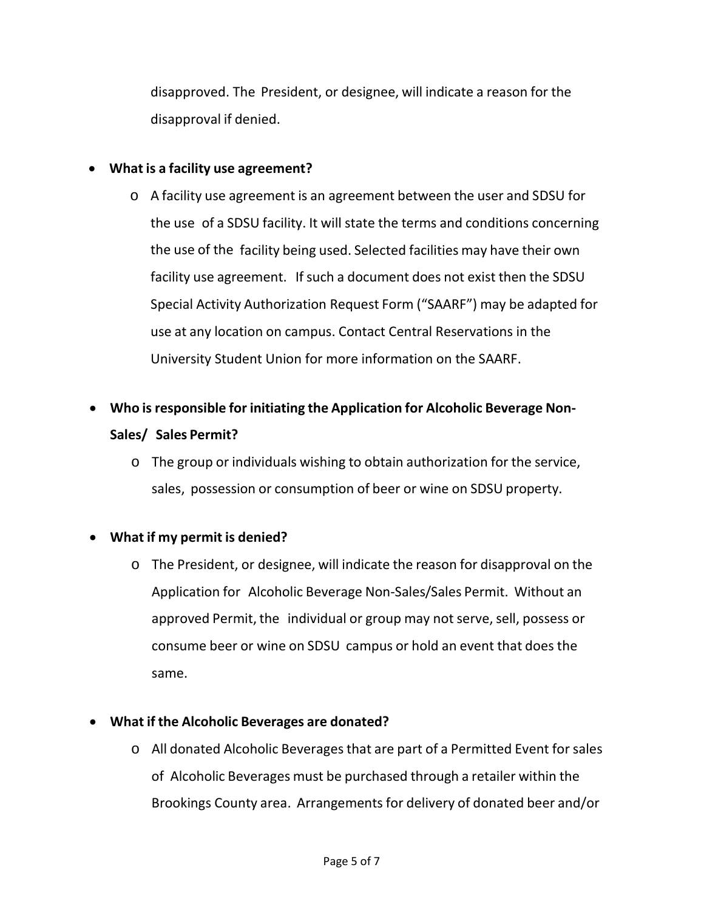disapproved. The President, or designee, will indicate a reason for the disapproval if denied.

- **What is a facility use agreement?**
  - A facility use agreement is an agreement between the user and SDSU for the use of a SDSU facility. It will state the terms and conditions concerning the use of the facility being used. Selected facilities may have their own facility use agreement. If such a document does not exist then the SDSU Special Activity Authorization Request Form ("SAARF") may be adapted for use at any location on campus. Contact Central Reservations in the University Student Union for more information on the SAARF.

- **Who is responsible for initiating the Application for Alcoholic Beverage Non-Sales/ Sales Permit?**
  - The group or individuals wishing to obtain authorization for the service, sales, possession or consumption of beer or wine on SDSU property.

- **What if my permit is denied?**
  - The President, or designee, will indicate the reason for disapproval on the Application for Alcoholic Beverage Non-Sales/Sales Permit. Without an approved Permit, the individual or group may not serve, sell, possess or consume beer or wine on SDSU campus or hold an event that does the same.

- **What if the Alcoholic Beverages are donated?**
  - All donated Alcoholic Beverages that are part of a Permitted Event for sales of Alcoholic Beverages must be purchased through a retailer within the Brookings County area. Arrangements for delivery of donated beer and/or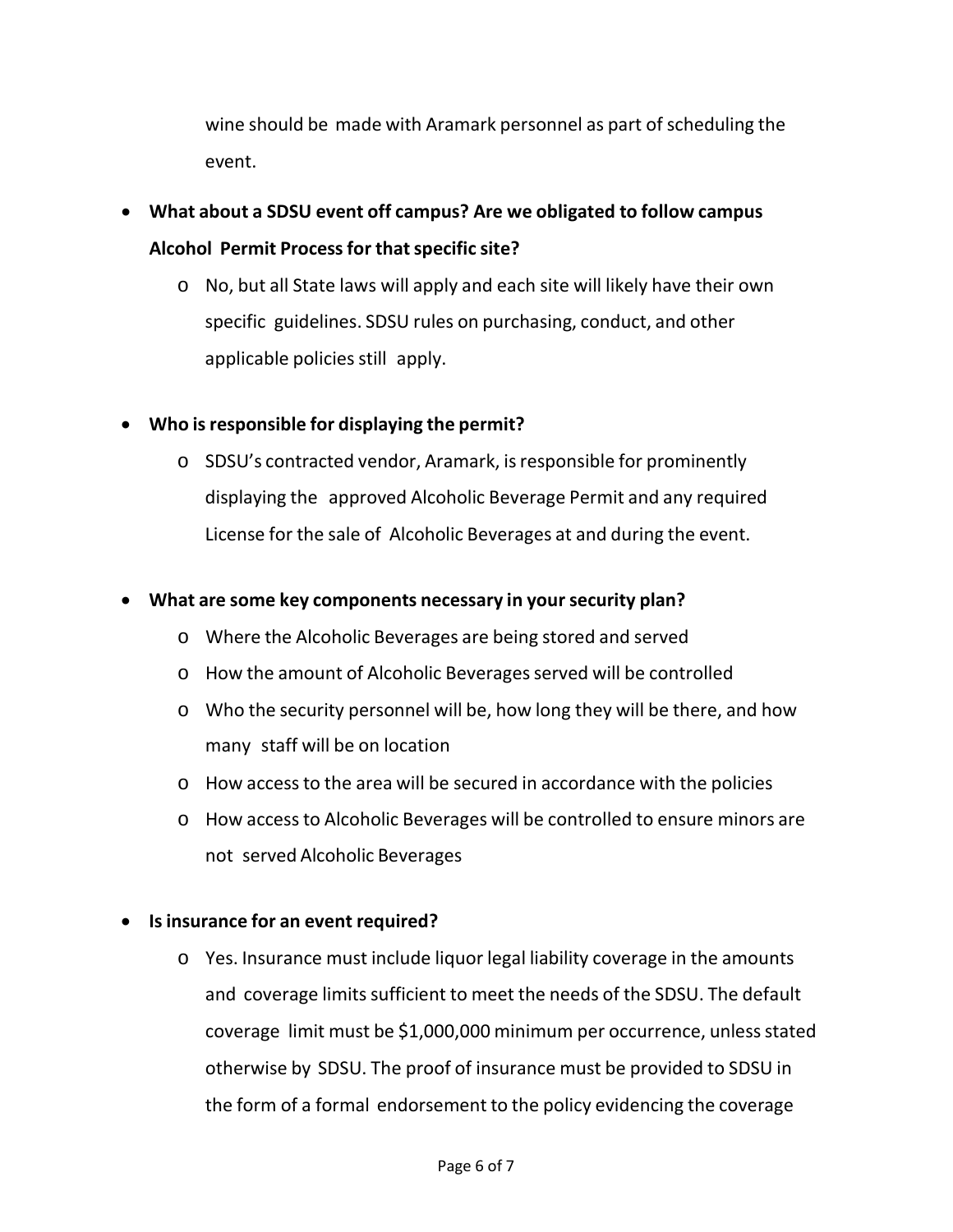wine should be made with Aramark personnel as part of scheduling the event.

- **What about a SDSU event off campus? Are we obligated to follow campus Alcohol Permit Process for that specific site?**
  - No, but all State laws will apply and each site will likely have their own specific guidelines. SDSU rules on purchasing, conduct, and other applicable policies still apply.

- **Who is responsible for displaying the permit?**
  - SDSU's contracted vendor, Aramark, is responsible for prominently displaying the approved Alcoholic Beverage Permit and any required License for the sale of Alcoholic Beverages at and during the event.

- **What are some key components necessary in your security plan?**
  - Where the Alcoholic Beverages are being stored and served
  - How the amount of Alcoholic Beverages served will be controlled
  - Who the security personnel will be, how long they will be there, and how many staff will be on location
  - How access to the area will be secured in accordance with the policies
  - How access to Alcoholic Beverages will be controlled to ensure minors are not served Alcoholic Beverages

- **Is insurance for an event required?**
  - Yes. Insurance must include liquor legal liability coverage in the amounts and coverage limits sufficient to meet the needs of the SDSU. The default coverage limit must be $1,000,000 minimum per occurrence, unless stated otherwise by SDSU. The proof of insurance must be provided to SDSU in the form of a formal endorsement to the policy evidencing the coverage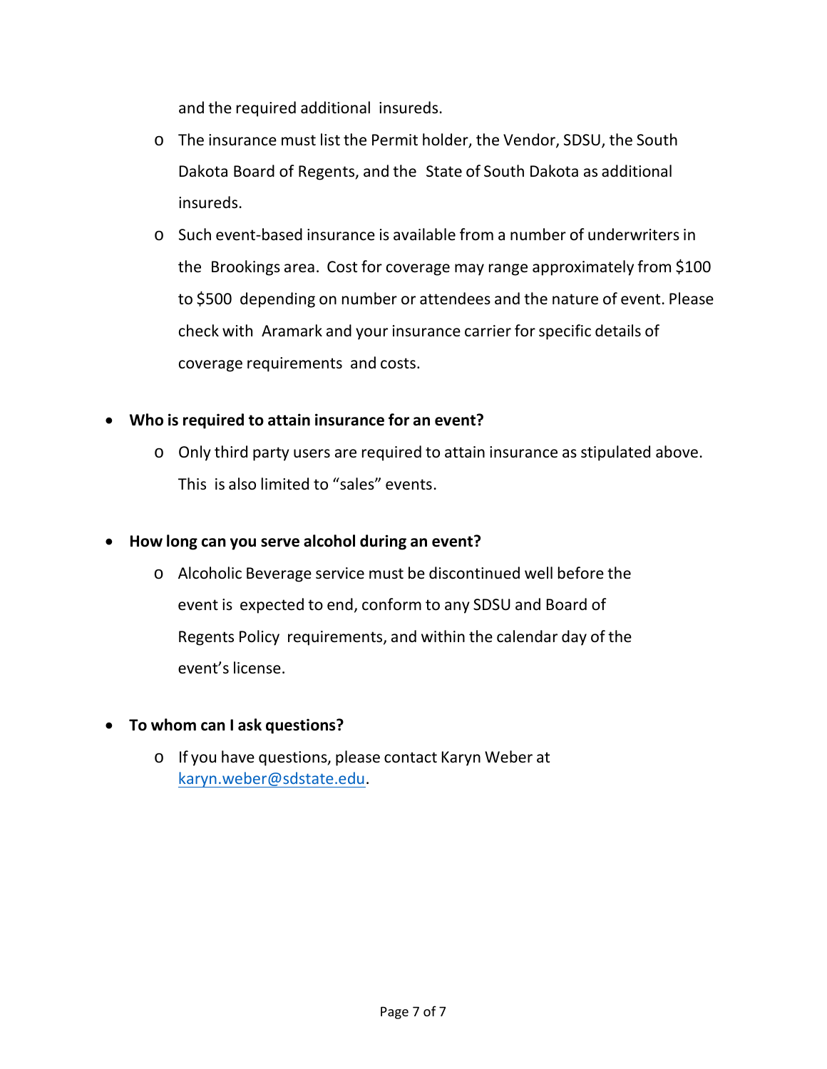and the required additional insureds.

  - The insurance must list the Permit holder, the Vendor, SDSU, the South Dakota Board of Regents, and the State of South Dakota as additional insureds.
  - Such event-based insurance is available from a number of underwriters in the Brookings area. Cost for coverage may range approximately from $100 to $500 depending on number or attendees and the nature of event. Please check with Aramark and your insurance carrier for specific details of coverage requirements and costs.

- **Who is required to attain insurance for an event?**
  - Only third party users are required to attain insurance as stipulated above. This is also limited to "sales" events.

- **How long can you serve alcohol during an event?**
  - Alcoholic Beverage service must be discontinued well before the event is expected to end, conform to any SDSU and Board of Regents Policy requirements, and within the calendar day of the event's license.

- **To whom can I ask questions?**
  - If you have questions, please contact Karyn Weber at karyn.weber@sdstate.edu.